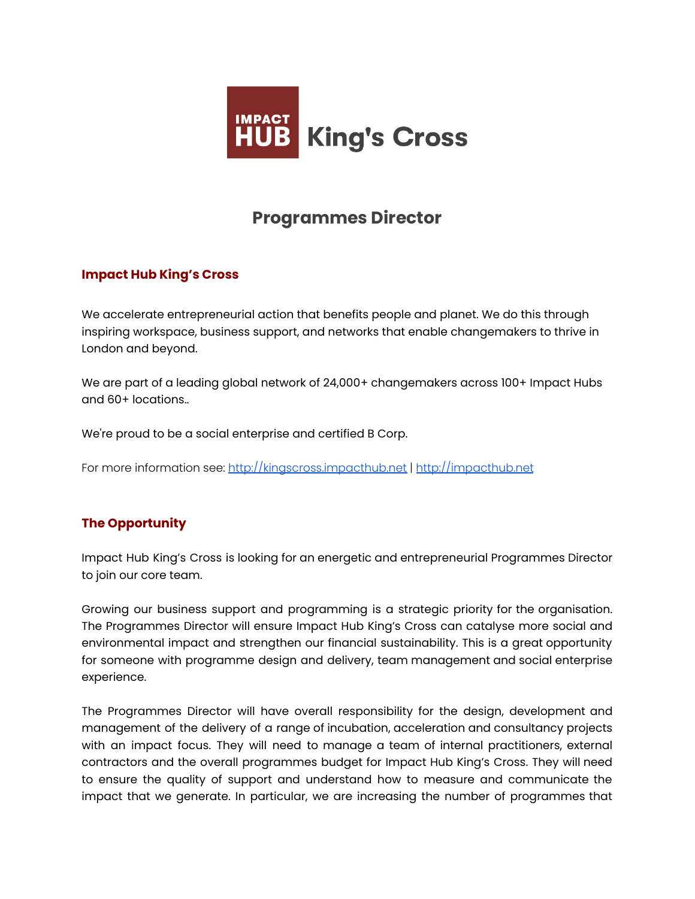# Impact Hub King's Cross

## Programmes Director

### Impact Hub King's Cross

We accelerate entrepreneurial action that benefits people and planet. We do this through inspiring workspace, business support, and networks that enable changemakers to thrive in London and beyond.

We are part of a leading global network of 24,000+ changemakers across 100+ Impact Hubs and 60+ locations..

We're proud to be a social enterprise and certified B Corp.

For more information see: [http://kingscross.impacthub.net](http://kingscross.impacthub.net) | [http://impacthub.net](http://impacthub.net)

### The Opportunity

Impact Hub King's Cross is looking for an energetic and entrepreneurial Programmes Director to join our core team.

Growing our business support and programming is a strategic priority for the organisation. The Programmes Director will ensure Impact Hub King's Cross can catalyse more social and environmental impact and strengthen our financial sustainability. This is a great opportunity for someone with programme design and delivery, team management and social enterprise experience.

The Programmes Director will have overall responsibility for the design, development and management of the delivery of a range of incubation, acceleration and consultancy projects with an impact focus. They will need to manage a team of internal practitioners, external contractors and the overall programmes budget for Impact Hub King's Cross. They will need to ensure the quality of support and understand how to measure and communicate the impact that we generate. In particular, we are increasing the number of programmes that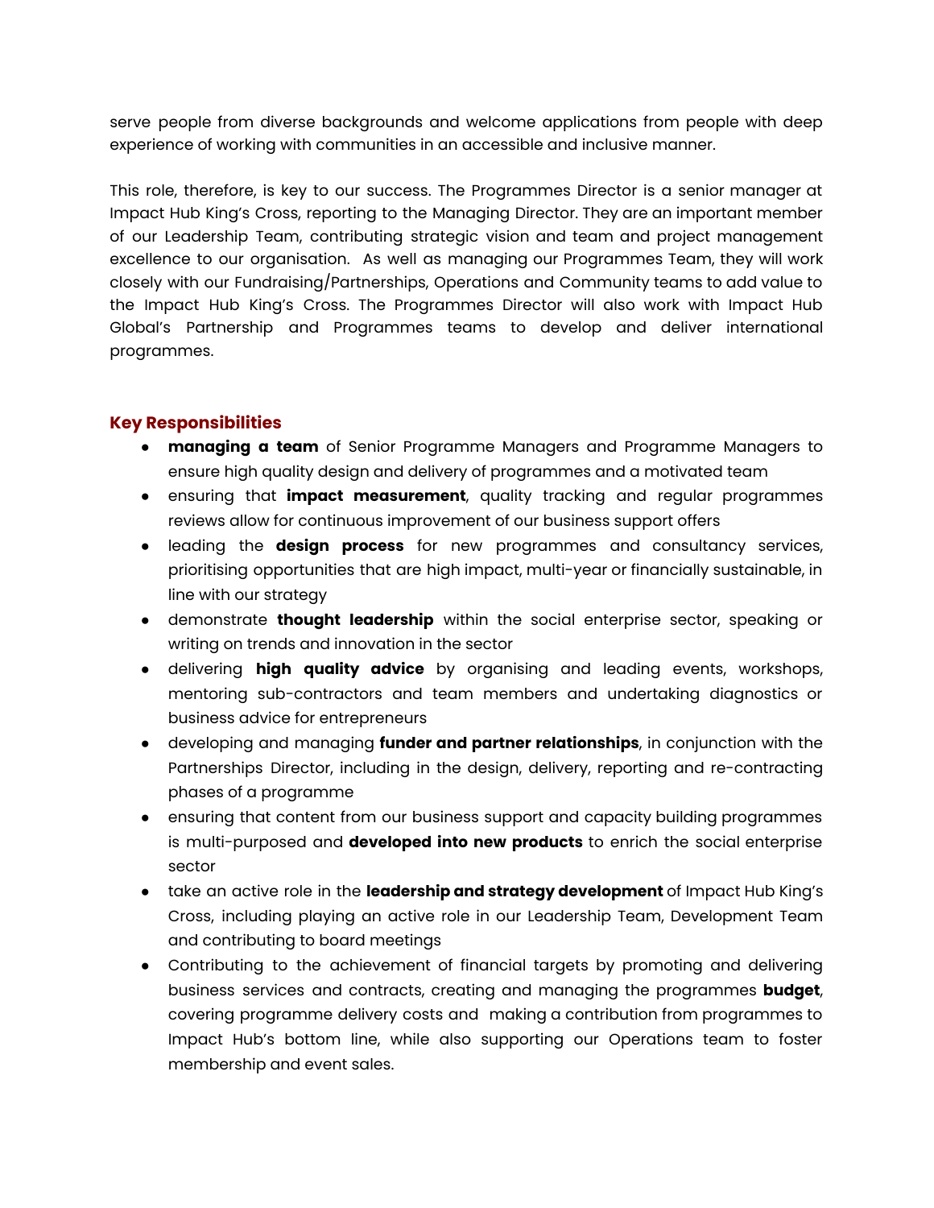serve people from diverse backgrounds and welcome applications from people with deep experience of working with communities in an accessible and inclusive manner.

This role, therefore, is key to our success. The Programmes Director is a senior manager at Impact Hub King's Cross, reporting to the Managing Director. They are an important member of our Leadership Team, contributing strategic vision and team and project management excellence to our organisation. As well as managing our Programmes Team, they will work closely with our Fundraising/Partnerships, Operations and Community teams to add value to the Impact Hub King's Cross. The Programmes Director will also work with Impact Hub Global's Partnership and Programmes teams to develop and deliver international programmes.

## Key Responsibilities

- **managing a team** of Senior Programme Managers and Programme Managers to ensure high quality design and delivery of programmes and a motivated team
- ensuring that **impact measurement**, quality tracking and regular programmes reviews allow for continuous improvement of our business support offers
- leading the **design process** for new programmes and consultancy services, prioritising opportunities that are high impact, multi-year or financially sustainable, in line with our strategy
- demonstrate **thought leadership** within the social enterprise sector, speaking or writing on trends and innovation in the sector
- delivering **high quality advice** by organising and leading events, workshops, mentoring sub-contractors and team members and undertaking diagnostics or business advice for entrepreneurs
- developing and managing **funder and partner relationships**, in conjunction with the Partnerships Director, including in the design, delivery, reporting and re-contracting phases of a programme
- ensuring that content from our business support and capacity building programmes is multi-purposed and **developed into new products** to enrich the social enterprise sector
- take an active role in the **leadership and strategy development** of Impact Hub King's Cross, including playing an active role in our Leadership Team, Development Team and contributing to board meetings
- Contributing to the achievement of financial targets by promoting and delivering business services and contracts, creating and managing the programmes **budget**, covering programme delivery costs and making a contribution from programmes to Impact Hub's bottom line, while also supporting our Operations team to foster membership and event sales.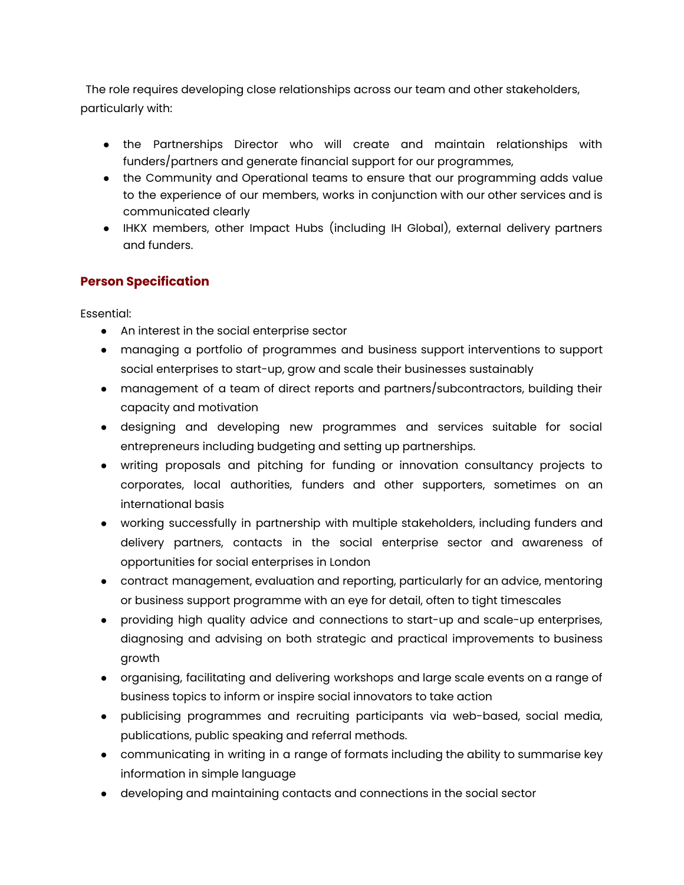The role requires developing close relationships across our team and other stakeholders, particularly with:

- the Partnerships Director who will create and maintain relationships with funders/partners and generate financial support for our programmes,
- the Community and Operational teams to ensure that our programming adds value to the experience of our members, works in conjunction with our other services and is communicated clearly
- IHKX members, other Impact Hubs (including IH Global), external delivery partners and funders.

## Person Specification

Essential:

- An interest in the social enterprise sector
- managing a portfolio of programmes and business support interventions to support social enterprises to start-up, grow and scale their businesses sustainably
- management of a team of direct reports and partners/subcontractors, building their capacity and motivation
- designing and developing new programmes and services suitable for social entrepreneurs including budgeting and setting up partnerships.
- writing proposals and pitching for funding or innovation consultancy projects to corporates, local authorities, funders and other supporters, sometimes on an international basis
- working successfully in partnership with multiple stakeholders, including funders and delivery partners, contacts in the social enterprise sector and awareness of opportunities for social enterprises in London
- contract management, evaluation and reporting, particularly for an advice, mentoring or business support programme with an eye for detail, often to tight timescales
- providing high quality advice and connections to start-up and scale-up enterprises, diagnosing and advising on both strategic and practical improvements to business growth
- organising, facilitating and delivering workshops and large scale events on a range of business topics to inform or inspire social innovators to take action
- publicising programmes and recruiting participants via web-based, social media, publications, public speaking and referral methods.
- communicating in writing in a range of formats including the ability to summarise key information in simple language
- developing and maintaining contacts and connections in the social sector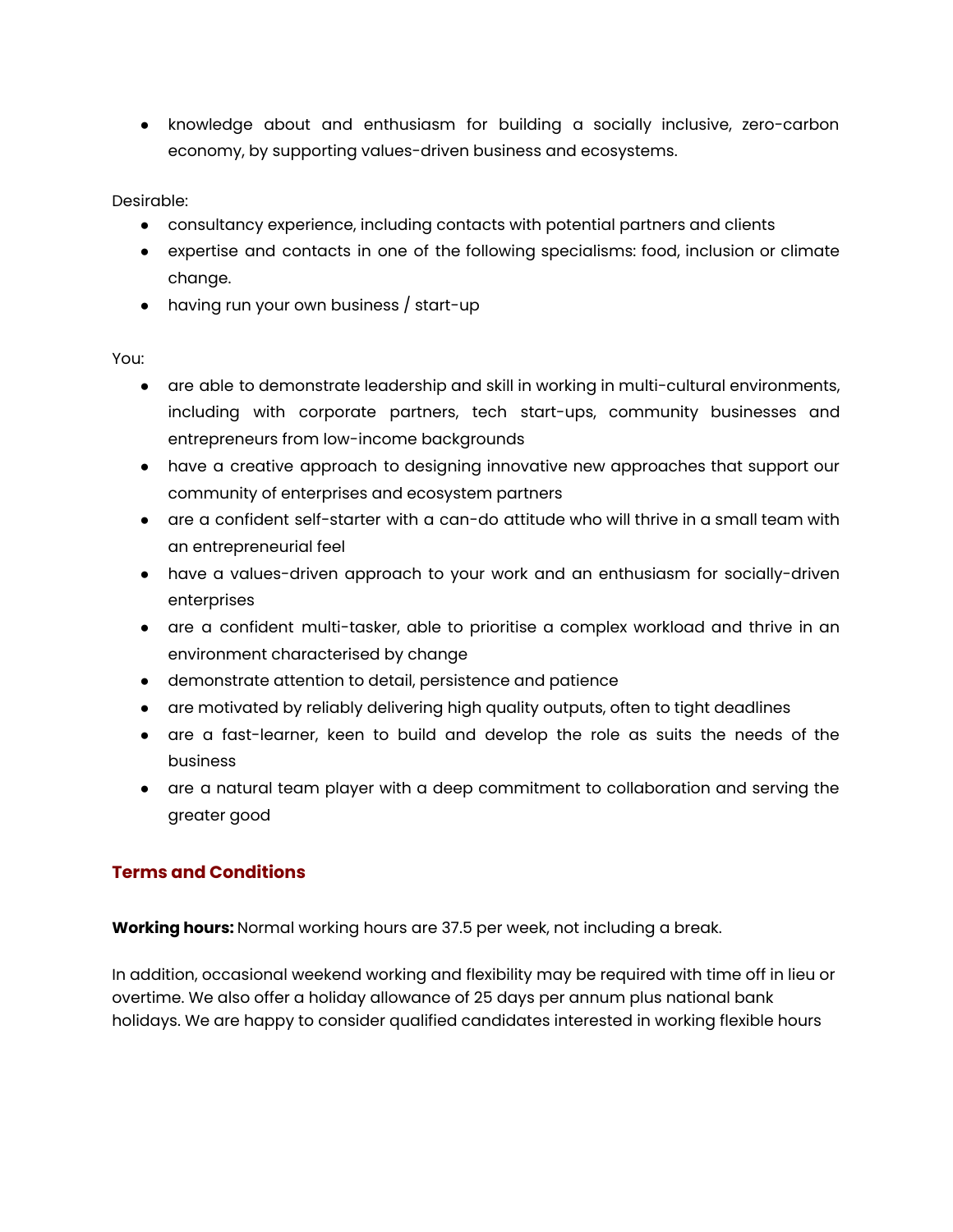- knowledge about and enthusiasm for building a socially inclusive, zero-carbon economy, by supporting values-driven business and ecosystems.

Desirable:

- consultancy experience, including contacts with potential partners and clients
- expertise and contacts in one of the following specialisms: food, inclusion or climate change.
- having run your own business / start-up

You:

- are able to demonstrate leadership and skill in working in multi-cultural environments, including with corporate partners, tech start-ups, community businesses and entrepreneurs from low-income backgrounds
- have a creative approach to designing innovative new approaches that support our community of enterprises and ecosystem partners
- are a confident self-starter with a can-do attitude who will thrive in a small team with an entrepreneurial feel
- have a values-driven approach to your work and an enthusiasm for socially-driven enterprises
- are a confident multi-tasker, able to prioritise a complex workload and thrive in an environment characterised by change
- demonstrate attention to detail, persistence and patience
- are motivated by reliably delivering high quality outputs, often to tight deadlines
- are a fast-learner, keen to build and develop the role as suits the needs of the business
- are a natural team player with a deep commitment to collaboration and serving the greater good

## Terms and Conditions

**Working hours:** Normal working hours are 37.5 per week, not including a break.

In addition, occasional weekend working and flexibility may be required with time off in lieu or overtime. We also offer a holiday allowance of 25 days per annum plus national bank holidays. We are happy to consider qualified candidates interested in working flexible hours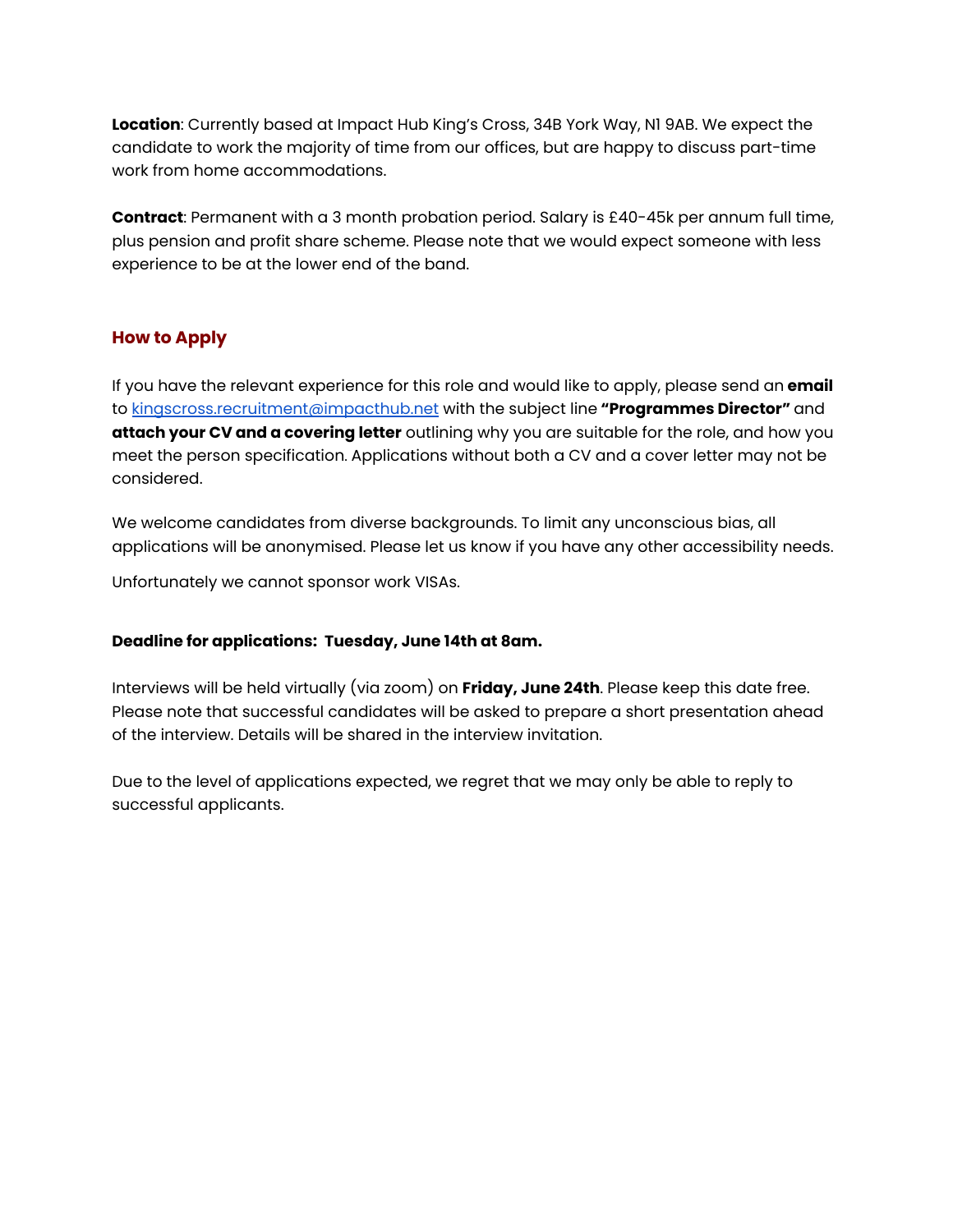**Location**: Currently based at Impact Hub King's Cross, 34B York Way, N1 9AB. We expect the candidate to work the majority of time from our offices, but are happy to discuss part-time work from home accommodations.

**Contract**: Permanent with a 3 month probation period. Salary is £40-45k per annum full time, plus pension and profit share scheme. Please note that we would expect someone with less experience to be at the lower end of the band.

## How to Apply

If you have the relevant experience for this role and would like to apply, please send an **email** to kingscross.recruitment@impacthub.net with the subject line **"Programmes Director"** and **attach your CV and a covering letter** outlining why you are suitable for the role, and how you meet the person specification. Applications without both a CV and a cover letter may not be considered.

We welcome candidates from diverse backgrounds. To limit any unconscious bias, all applications will be anonymised. Please let us know if you have any other accessibility needs.

Unfortunately we cannot sponsor work VISAs.

**Deadline for applications: Tuesday, June 14th at 8am.**

Interviews will be held virtually (via zoom) on **Friday, June 24th**. Please keep this date free. Please note that successful candidates will be asked to prepare a short presentation ahead of the interview. Details will be shared in the interview invitation.

Due to the level of applications expected, we regret that we may only be able to reply to successful applicants.